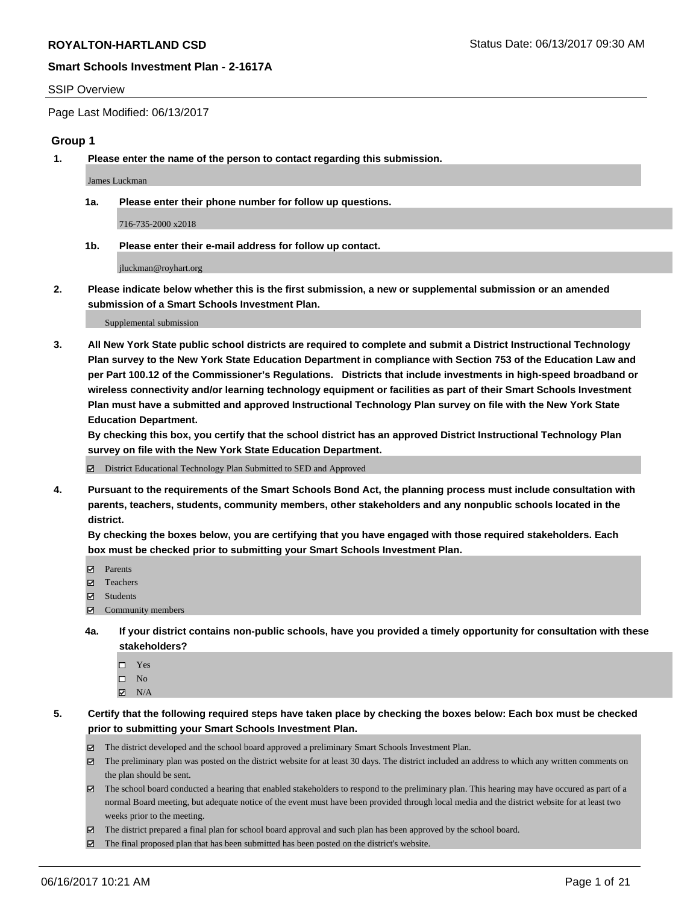**ROYALTON-HARTLAND CSD** Status Date: 06/13/2017 09:30 AM

**Smart Schools Investment Plan - 2-1617A**

SSIP Overview

Page Last Modified: 06/13/2017

## Group 1

1. **Please enter the name of the person to contact regarding this submission.**

   James Luckman

   1a. **Please enter their phone number for follow up questions.**

   716-735-2000 x2018

   1b. **Please enter their e-mail address for follow up contact.**

   jluckman@royhart.org

2. **Please indicate below whether this is the first submission, a new or supplemental submission or an amended submission of a Smart Schools Investment Plan.**

   Supplemental submission

3. **All New York State public school districts are required to complete and submit a District Instructional Technology Plan survey to the New York State Education Department in compliance with Section 753 of the Education Law and per Part 100.12 of the Commissioner's Regulations. Districts that include investments in high-speed broadband or wireless connectivity and/or learning technology equipment or facilities as part of their Smart Schools Investment Plan must have a submitted and approved Instructional Technology Plan survey on file with the New York State Education Department.**
   **By checking this box, you certify that the school district has an approved District Instructional Technology Plan survey on file with the New York State Education Department.**

   ☑ District Educational Technology Plan Submitted to SED and Approved

4. **Pursuant to the requirements of the Smart Schools Bond Act, the planning process must include consultation with parents, teachers, students, community members, other stakeholders and any nonpublic schools located in the district.**
   **By checking the boxes below, you are certifying that you have engaged with those required stakeholders. Each box must be checked prior to submitting your Smart Schools Investment Plan.**

   ☑ Parents
   ☑ Teachers
   ☑ Students
   ☑ Community members

   4a. **If your district contains non-public schools, have you provided a timely opportunity for consultation with these stakeholders?**

   ☐ Yes
   ☐ No
   ☑ N/A

5. **Certify that the following required steps have taken place by checking the boxes below: Each box must be checked prior to submitting your Smart Schools Investment Plan.**

   ☑ The district developed and the school board approved a preliminary Smart Schools Investment Plan.
   ☑ The preliminary plan was posted on the district website for at least 30 days. The district included an address to which any written comments on the plan should be sent.
   ☑ The school board conducted a hearing that enabled stakeholders to respond to the preliminary plan. This hearing may have occured as part of a normal Board meeting, but adequate notice of the event must have been provided through local media and the district website for at least two weeks prior to the meeting.
   ☑ The district prepared a final plan for school board approval and such plan has been approved by the school board.
   ☑ The final proposed plan that has been submitted has been posted on the district's website.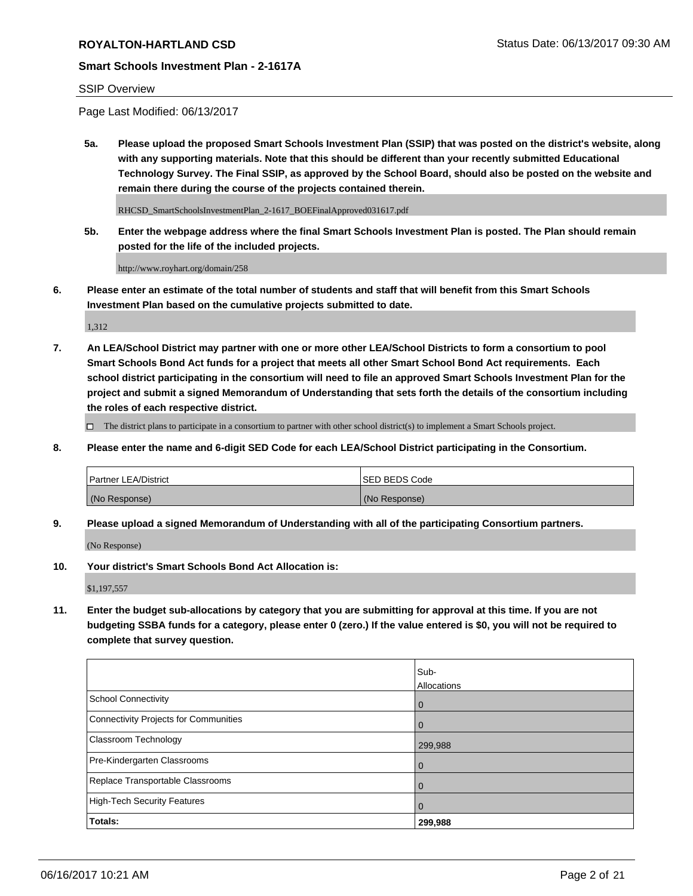**ROYALTON-HARTLAND CSD**

Status Date: 06/13/2017 09:30 AM

**Smart Schools Investment Plan - 2-1617A**

SSIP Overview

Page Last Modified: 06/13/2017

**5a. Please upload the proposed Smart Schools Investment Plan (SSIP) that was posted on the district's website, along with any supporting materials. Note that this should be different than your recently submitted Educational Technology Survey. The Final SSIP, as approved by the School Board, should also be posted on the website and remain there during the course of the projects contained therein.**

RHCSD_SmartSchoolsInvestmentPlan_2-1617_BOEFinalApproved031617.pdf

**5b. Enter the webpage address where the final Smart Schools Investment Plan is posted. The Plan should remain posted for the life of the included projects.**

http://www.royhart.org/domain/258

**6. Please enter an estimate of the total number of students and staff that will benefit from this Smart Schools Investment Plan based on the cumulative projects submitted to date.**

1,312

**7. An LEA/School District may partner with one or more other LEA/School Districts to form a consortium to pool Smart Schools Bond Act funds for a project that meets all other Smart School Bond Act requirements. Each school district participating in the consortium will need to file an approved Smart Schools Investment Plan for the project and submit a signed Memorandum of Understanding that sets forth the details of the consortium including the roles of each respective district.**

☐ The district plans to participate in a consortium to partner with other school district(s) to implement a Smart Schools project.

**8. Please enter the name and 6-digit SED Code for each LEA/School District participating in the Consortium.**

| Partner LEA/District | SED BEDS Code |
|---|---|
| (No Response) | (No Response) |

**9. Please upload a signed Memorandum of Understanding with all of the participating Consortium partners.**

(No Response)

**10. Your district's Smart Schools Bond Act Allocation is:**

$1,197,557

**11. Enter the budget sub-allocations by category that you are submitting for approval at this time. If you are not budgeting SSBA funds for a category, please enter 0 (zero.) If the value entered is $0, you will not be required to complete that survey question.**

| | Sub-Allocations |
|---|---|
| School Connectivity | 0 |
| Connectivity Projects for Communities | 0 |
| Classroom Technology | 299,988 |
| Pre-Kindergarten Classrooms | 0 |
| Replace Transportable Classrooms | 0 |
| High-Tech Security Features | 0 |
| **Totals:** | **299,988** |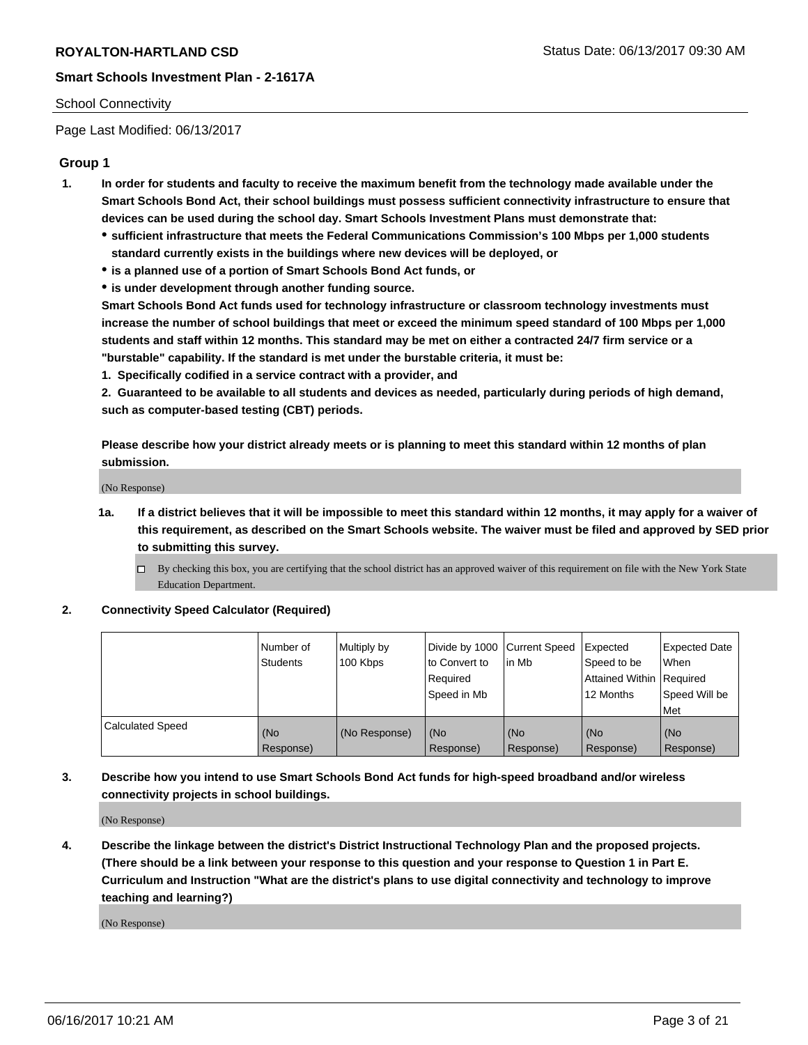School Connectivity

Page Last Modified: 06/13/2017

## Group 1

1. **In order for students and faculty to receive the maximum benefit from the technology made available under the Smart Schools Bond Act, their school buildings must possess sufficient connectivity infrastructure to ensure that devices can be used during the school day. Smart Schools Investment Plans must demonstrate that:**
   - **sufficient infrastructure that meets the Federal Communications Commission's 100 Mbps per 1,000 students standard currently exists in the buildings where new devices will be deployed, or**
   - **is a planned use of a portion of Smart Schools Bond Act funds, or**
   - **is under development through another funding source.**

   **Smart Schools Bond Act funds used for technology infrastructure or classroom technology investments must increase the number of school buildings that meet or exceed the minimum speed standard of 100 Mbps per 1,000 students and staff within 12 months. This standard may be met on either a contracted 24/7 firm service or a "burstable" capability. If the standard is met under the burstable criteria, it must be:**

   **1. Specifically codified in a service contract with a provider, and**

   **2. Guaranteed to be available to all students and devices as needed, particularly during periods of high demand, such as computer-based testing (CBT) periods.**

   **Please describe how your district already meets or is planning to meet this standard within 12 months of plan submission.**

   (No Response)

   1a. **If a district believes that it will be impossible to meet this standard within 12 months, it may apply for a waiver of this requirement, as described on the Smart Schools website. The waiver must be filed and approved by SED prior to submitting this survey.**

   - ☐ By checking this box, you are certifying that the school district has an approved waiver of this requirement on file with the New York State Education Department.

2. **Connectivity Speed Calculator (Required)**

| | Number of Students | Multiply by 100 Kbps | Divide by 1000 to Convert to Required Speed in Mb | Current Speed in Mb | Expected Speed to be Attained Within 12 Months | Expected Date When Required Speed Will be Met |
|---|---|---|---|---|---|---|
| Calculated Speed | (No Response) | (No Response) | (No Response) | (No Response) | (No Response) | (No Response) |

3. **Describe how you intend to use Smart Schools Bond Act funds for high-speed broadband and/or wireless connectivity projects in school buildings.**

   (No Response)

4. **Describe the linkage between the district's District Instructional Technology Plan and the proposed projects. (There should be a link between your response to this question and your response to Question 1 in Part E. Curriculum and Instruction "What are the district's plans to use digital connectivity and technology to improve teaching and learning?)**

   (No Response)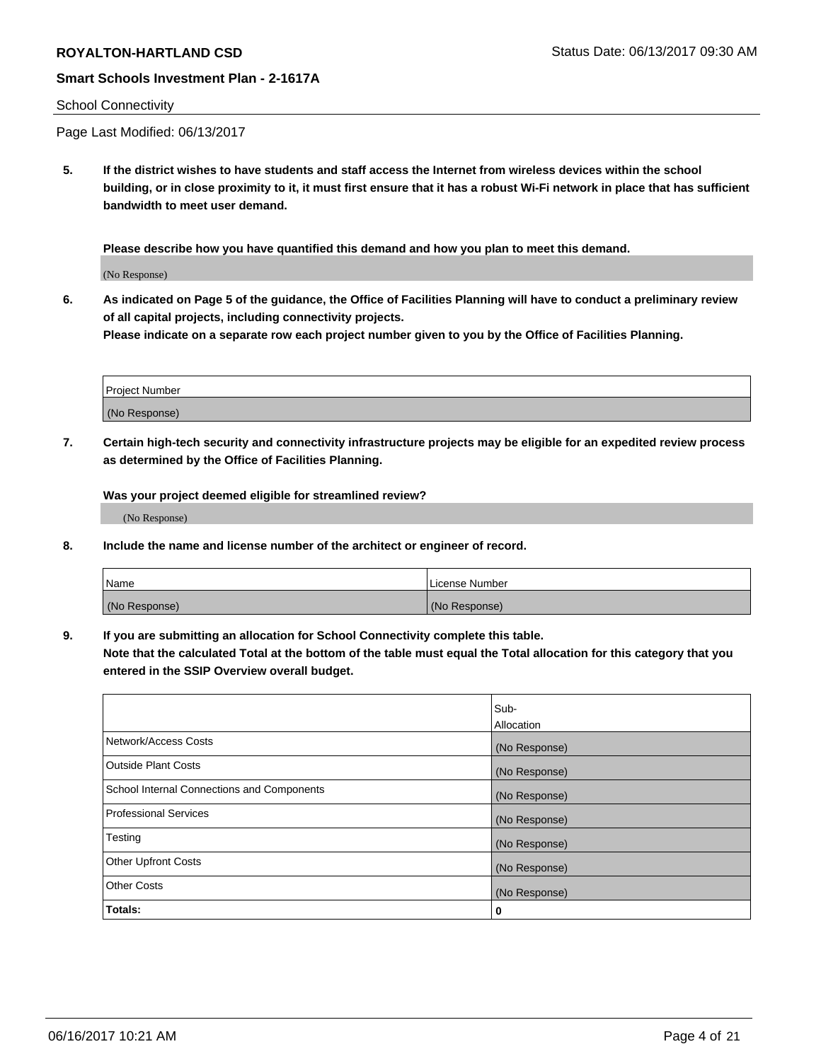School Connectivity

Page Last Modified: 06/13/2017

**5. If the district wishes to have students and staff access the Internet from wireless devices within the school building, or in close proximity to it, it must first ensure that it has a robust Wi-Fi network in place that has sufficient bandwidth to meet user demand.**

**Please describe how you have quantified this demand and how you plan to meet this demand.**

(No Response)

**6. As indicated on Page 5 of the guidance, the Office of Facilities Planning will have to conduct a preliminary review of all capital projects, including connectivity projects.**
**Please indicate on a separate row each project number given to you by the Office of Facilities Planning.**

| Project Number |
|---|
| (No Response) |

**7. Certain high-tech security and connectivity infrastructure projects may be eligible for an expedited review process as determined by the Office of Facilities Planning.**

**Was your project deemed eligible for streamlined review?**

(No Response)

**8. Include the name and license number of the architect or engineer of record.**

| Name | License Number |
|---|---|
| (No Response) | (No Response) |

**9. If you are submitting an allocation for School Connectivity complete this table.**
**Note that the calculated Total at the bottom of the table must equal the Total allocation for this category that you entered in the SSIP Overview overall budget.**

| | Sub-Allocation |
|---|---|
| Network/Access Costs | (No Response) |
| Outside Plant Costs | (No Response) |
| School Internal Connections and Components | (No Response) |
| Professional Services | (No Response) |
| Testing | (No Response) |
| Other Upfront Costs | (No Response) |
| Other Costs | (No Response) |
| **Totals:** | **0** |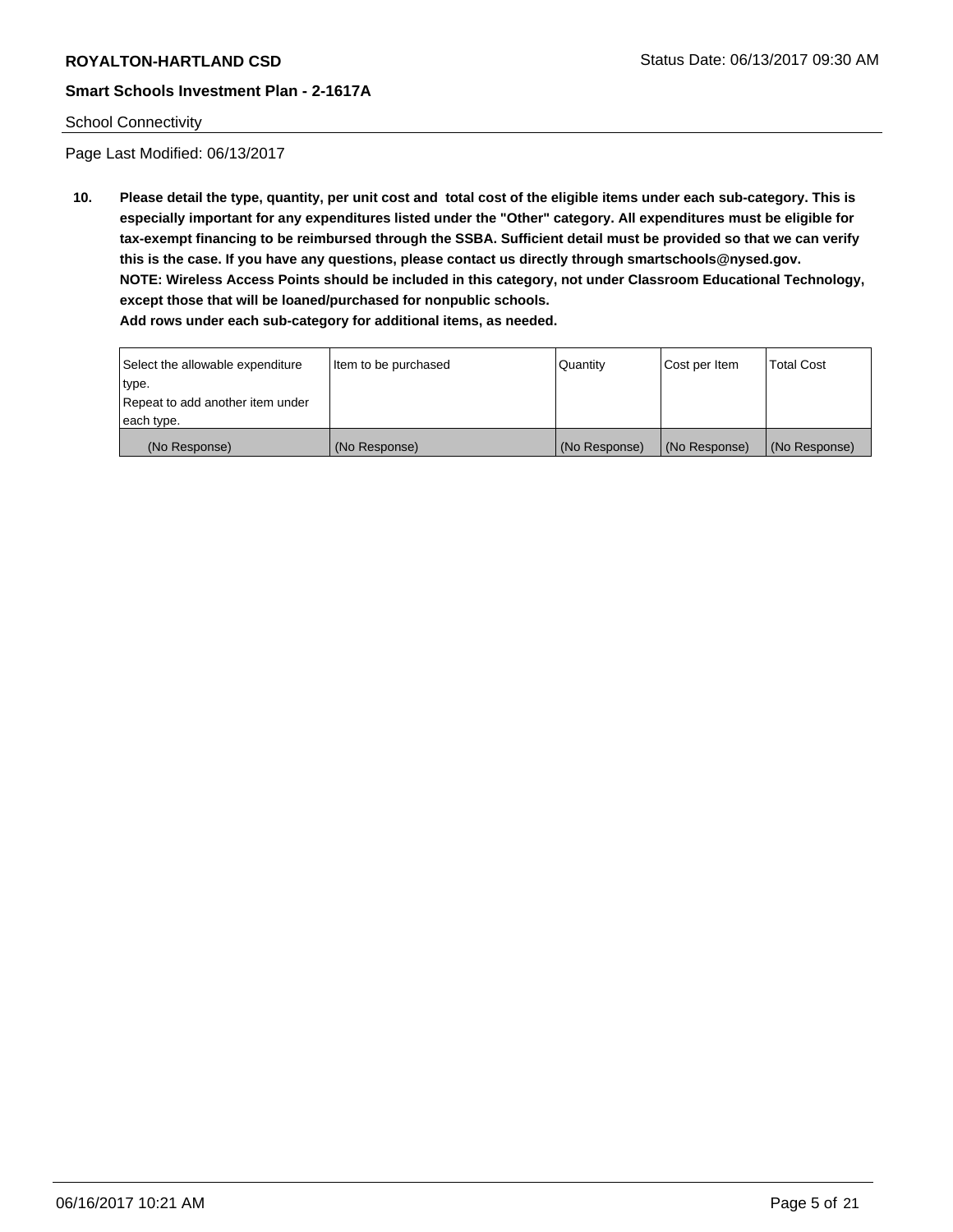School Connectivity

Page Last Modified: 06/13/2017

**10. Please detail the type, quantity, per unit cost and total cost of the eligible items under each sub-category. This is especially important for any expenditures listed under the "Other" category. All expenditures must be eligible for tax-exempt financing to be reimbursed through the SSBA. Sufficient detail must be provided so that we can verify this is the case. If you have any questions, please contact us directly through smartschools@nysed.gov.**
**NOTE: Wireless Access Points should be included in this category, not under Classroom Educational Technology, except those that will be loaned/purchased for nonpublic schools.**
**Add rows under each sub-category for additional items, as needed.**

| Select the allowable expenditure type. Repeat to add another item under each type. | Item to be purchased | Quantity | Cost per Item | Total Cost |
|---|---|---|---|---|
| (No Response) | (No Response) | (No Response) | (No Response) | (No Response) |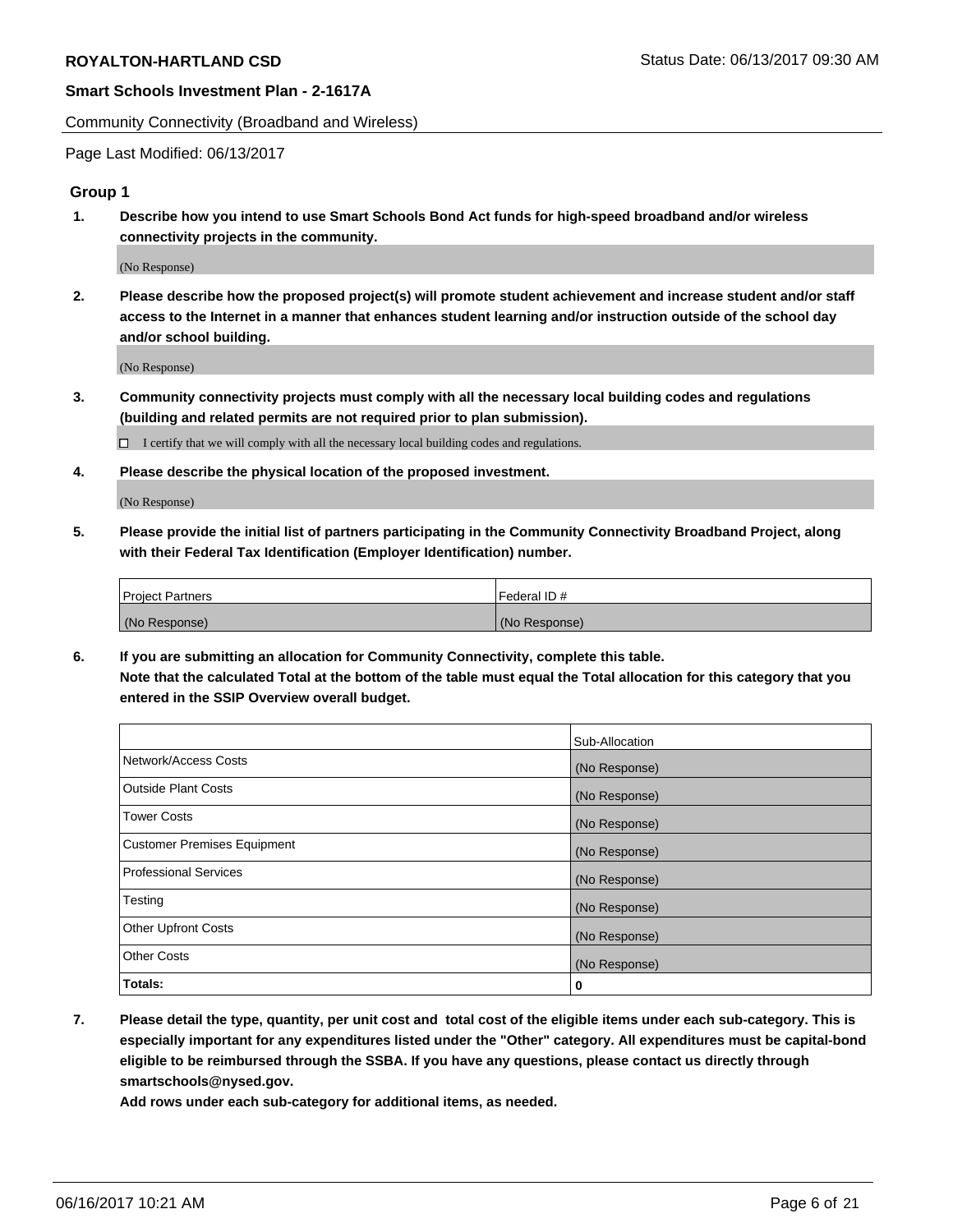Community Connectivity (Broadband and Wireless)

Page Last Modified: 06/13/2017

**Group 1**

1. **Describe how you intend to use Smart Schools Bond Act funds for high-speed broadband and/or wireless connectivity projects in the community.**

   (No Response)

2. **Please describe how the proposed project(s) will promote student achievement and increase student and/or staff access to the Internet in a manner that enhances student learning and/or instruction outside of the school day and/or school building.**

   (No Response)

3. **Community connectivity projects must comply with all the necessary local building codes and regulations (building and related permits are not required prior to plan submission).**

   ☐ I certify that we will comply with all the necessary local building codes and regulations.

4. **Please describe the physical location of the proposed investment.**

   (No Response)

5. **Please provide the initial list of partners participating in the Community Connectivity Broadband Project, along with their Federal Tax Identification (Employer Identification) number.**

| Project Partners | Federal ID # |
| --- | --- |
| (No Response) | (No Response) |

6. **If you are submitting an allocation for Community Connectivity, complete this table.**
   **Note that the calculated Total at the bottom of the table must equal the Total allocation for this category that you entered in the SSIP Overview overall budget.**

| | Sub-Allocation |
| --- | --- |
| Network/Access Costs | (No Response) |
| Outside Plant Costs | (No Response) |
| Tower Costs | (No Response) |
| Customer Premises Equipment | (No Response) |
| Professional Services | (No Response) |
| Testing | (No Response) |
| Other Upfront Costs | (No Response) |
| Other Costs | (No Response) |
| **Totals:** | **0** |

7. **Please detail the type, quantity, per unit cost and total cost of the eligible items under each sub-category. This is especially important for any expenditures listed under the "Other" category. All expenditures must be capital-bond eligible to be reimbursed through the SSBA. If you have any questions, please contact us directly through smartschools@nysed.gov.**
   **Add rows under each sub-category for additional items, as needed.**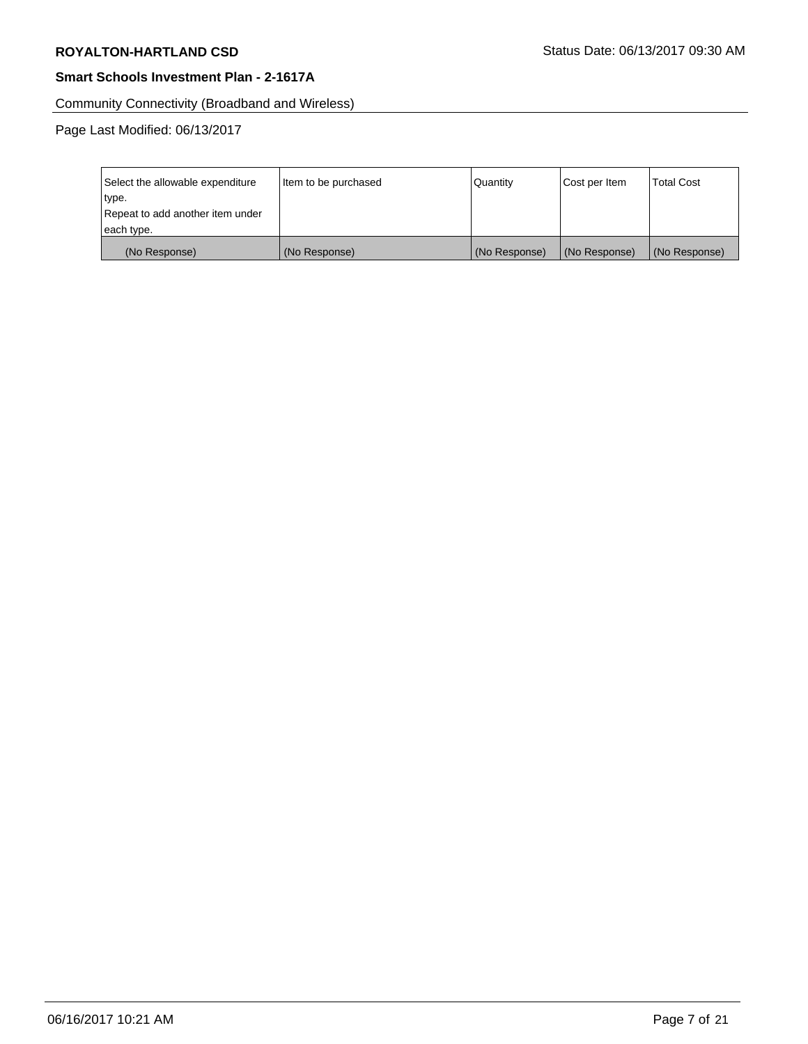Community Connectivity (Broadband and Wireless)

Page Last Modified: 06/13/2017

| Select the allowable expenditure type. Repeat to add another item under each type. | Item to be purchased | Quantity | Cost per Item | Total Cost |
|---|---|---|---|---|
| (No Response) | (No Response) | (No Response) | (No Response) | (No Response) |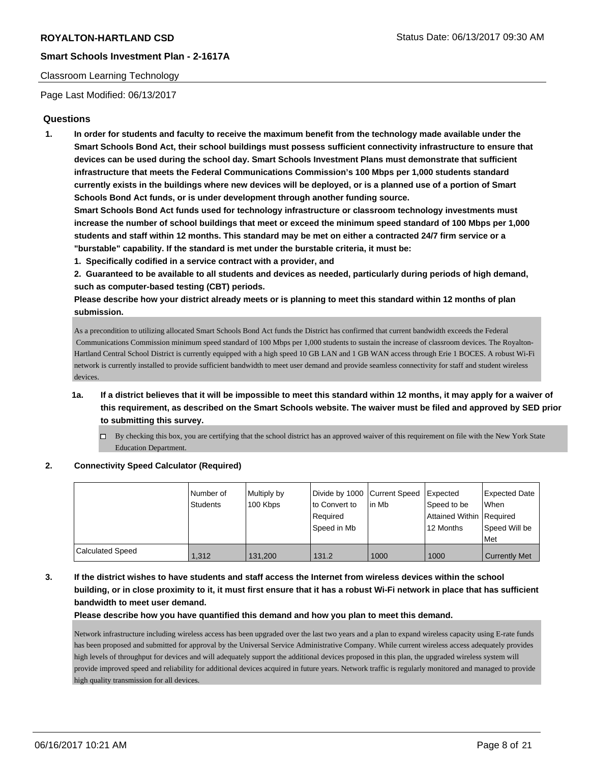Classroom Learning Technology

Page Last Modified: 06/13/2017

## Questions

1. **In order for students and faculty to receive the maximum benefit from the technology made available under the Smart Schools Bond Act, their school buildings must possess sufficient connectivity infrastructure to ensure that devices can be used during the school day. Smart Schools Investment Plans must demonstrate that sufficient infrastructure that meets the Federal Communications Commission's 100 Mbps per 1,000 students standard currently exists in the buildings where new devices will be deployed, or is a planned use of a portion of Smart Schools Bond Act funds, or is under development through another funding source.**

   **Smart Schools Bond Act funds used for technology infrastructure or classroom technology investments must increase the number of school buildings that meet or exceed the minimum speed standard of 100 Mbps per 1,000 students and staff within 12 months. This standard may be met on either a contracted 24/7 firm service or a "burstable" capability. If the standard is met under the burstable criteria, it must be:**

   **1. Specifically codified in a service contract with a provider, and**

   **2. Guaranteed to be available to all students and devices as needed, particularly during periods of high demand, such as computer-based testing (CBT) periods.**

   **Please describe how your district already meets or is planning to meet this standard within 12 months of plan submission.**

   As a precondition to utilizing allocated Smart Schools Bond Act funds the District has confirmed that current bandwidth exceeds the Federal Communications Commission minimum speed standard of 100 Mbps per 1,000 students to sustain the increase of classroom devices. The Royalton-Hartland Central School District is currently equipped with a high speed 10 GB LAN and 1 GB WAN access through Erie 1 BOCES. A robust Wi-Fi network is currently installed to provide sufficient bandwidth to meet user demand and provide seamless connectivity for staff and student wireless devices.

   1a. **If a district believes that it will be impossible to meet this standard within 12 months, it may apply for a waiver of this requirement, as described on the Smart Schools website. The waiver must be filed and approved by SED prior to submitting this survey.**

   - ☐ By checking this box, you are certifying that the school district has an approved waiver of this requirement on file with the New York State Education Department.

2. **Connectivity Speed Calculator (Required)**

| | Number of Students | Multiply by 100 Kbps | Divide by 1000 to Convert to Required Speed in Mb | Current Speed in Mb | Expected Speed to be Attained Within 12 Months | Expected Date When Required Speed Will be Met |
|---|---|---|---|---|---|---|
| Calculated Speed | 1,312 | 131,200 | 131.2 | 1000 | 1000 | Currently Met |

3. **If the district wishes to have students and staff access the Internet from wireless devices within the school building, or in close proximity to it, it must first ensure that it has a robust Wi-Fi network in place that has sufficient bandwidth to meet user demand.**

   **Please describe how you have quantified this demand and how you plan to meet this demand.**

   Network infrastructure including wireless access has been upgraded over the last two years and a plan to expand wireless capacity using E-rate funds has been proposed and submitted for approval by the Universal Service Administrative Company. While current wireless access adequately provides high levels of throughput for devices and will adequately support the additional devices proposed in this plan, the upgraded wireless system will provide improved speed and reliability for additional devices acquired in future years. Network traffic is regularly monitored and managed to provide high quality transmission for all devices.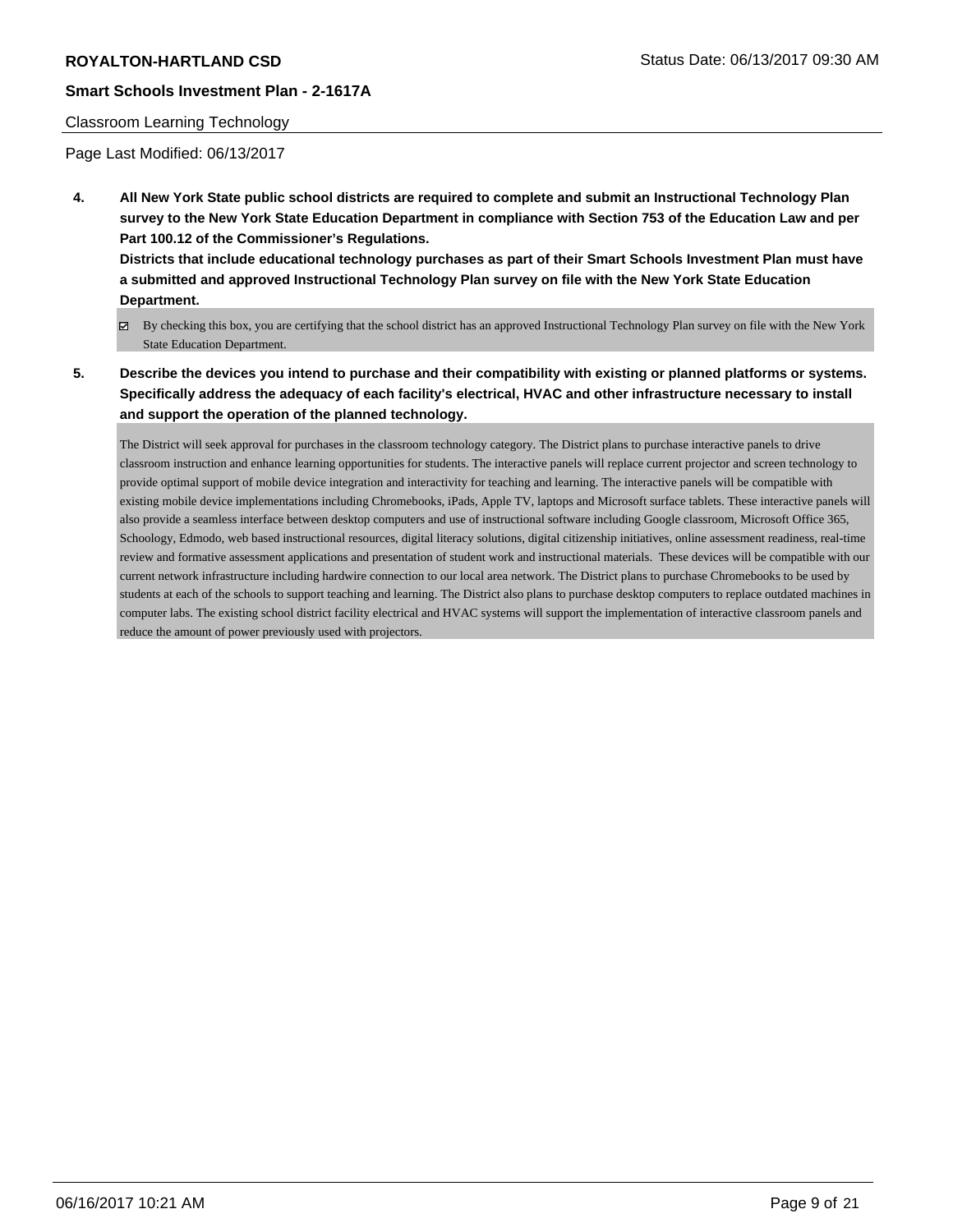**4. All New York State public school districts are required to complete and submit an Instructional Technology Plan survey to the New York State Education Department in compliance with Section 753 of the Education Law and per Part 100.12 of the Commissioner's Regulations.**

**Districts that include educational technology purchases as part of their Smart Schools Investment Plan must have a submitted and approved Instructional Technology Plan survey on file with the New York State Education Department.**

☑ By checking this box, you are certifying that the school district has an approved Instructional Technology Plan survey on file with the New York State Education Department.

**5. Describe the devices you intend to purchase and their compatibility with existing or planned platforms or systems. Specifically address the adequacy of each facility's electrical, HVAC and other infrastructure necessary to install and support the operation of the planned technology.**

The District will seek approval for purchases in the classroom technology category. The District plans to purchase interactive panels to drive classroom instruction and enhance learning opportunities for students. The interactive panels will replace current projector and screen technology to provide optimal support of mobile device integration and interactivity for teaching and learning. The interactive panels will be compatible with existing mobile device implementations including Chromebooks, iPads, Apple TV, laptops and Microsoft surface tablets. These interactive panels will also provide a seamless interface between desktop computers and use of instructional software including Google classroom, Microsoft Office 365, Schoology, Edmodo, web based instructional resources, digital literacy solutions, digital citizenship initiatives, online assessment readiness, real-time review and formative assessment applications and presentation of student work and instructional materials. These devices will be compatible with our current network infrastructure including hardwire connection to our local area network. The District plans to purchase Chromebooks to be used by students at each of the schools to support teaching and learning. The District also plans to purchase desktop computers to replace outdated machines in computer labs. The existing school district facility electrical and HVAC systems will support the implementation of interactive classroom panels and reduce the amount of power previously used with projectors.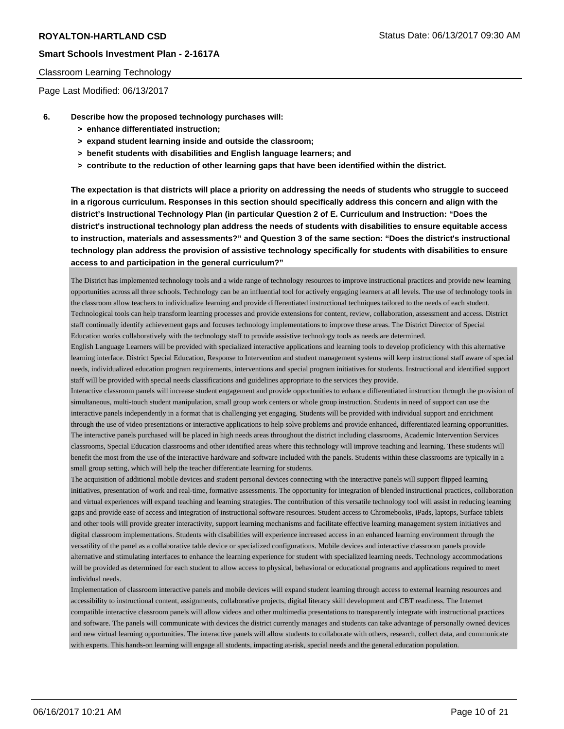Classroom Learning Technology

Page Last Modified: 06/13/2017

**6. Describe how the proposed technology purchases will:**

- **> enhance differentiated instruction;**
- **> expand student learning inside and outside the classroom;**
- **> benefit students with disabilities and English language learners; and**
- **> contribute to the reduction of other learning gaps that have been identified within the district.**

**The expectation is that districts will place a priority on addressing the needs of students who struggle to succeed in a rigorous curriculum. Responses in this section should specifically address this concern and align with the district's Instructional Technology Plan (in particular Question 2 of E. Curriculum and Instruction: "Does the district's instructional technology plan address the needs of students with disabilities to ensure equitable access to instruction, materials and assessments?" and Question 3 of the same section: "Does the district's instructional technology plan address the provision of assistive technology specifically for students with disabilities to ensure access to and participation in the general curriculum?"**

The District has implemented technology tools and a wide range of technology resources to improve instructional practices and provide new learning opportunities across all three schools. Technology can be an influential tool for actively engaging learners at all levels. The use of technology tools in the classroom allow teachers to individualize learning and provide differentiated instructional techniques tailored to the needs of each student. Technological tools can help transform learning processes and provide extensions for content, review, collaboration, assessment and access. District staff continually identify achievement gaps and focuses technology implementations to improve these areas. The District Director of Special Education works collaboratively with the technology staff to provide assistive technology tools as needs are determined.

English Language Learners will be provided with specialized interactive applications and learning tools to develop proficiency with this alternative learning interface. District Special Education, Response to Intervention and student management systems will keep instructional staff aware of special needs, individualized education program requirements, interventions and special program initiatives for students. Instructional and identified support staff will be provided with special needs classifications and guidelines appropriate to the services they provide.

Interactive classroom panels will increase student engagement and provide opportunities to enhance differentiated instruction through the provision of simultaneous, multi-touch student manipulation, small group work centers or whole group instruction. Students in need of support can use the interactive panels independently in a format that is challenging yet engaging. Students will be provided with individual support and enrichment through the use of video presentations or interactive applications to help solve problems and provide enhanced, differentiated learning opportunities. The interactive panels purchased will be placed in high needs areas throughout the district including classrooms, Academic Intervention Services classrooms, Special Education classrooms and other identified areas where this technology will improve teaching and learning. These students will benefit the most from the use of the interactive hardware and software included with the panels. Students within these classrooms are typically in a small group setting, which will help the teacher differentiate learning for students.

The acquisition of additional mobile devices and student personal devices connecting with the interactive panels will support flipped learning initiatives, presentation of work and real-time, formative assessments. The opportunity for integration of blended instructional practices, collaboration and virtual experiences will expand teaching and learning strategies. The contribution of this versatile technology tool will assist in reducing learning gaps and provide ease of access and integration of instructional software resources. Student access to Chromebooks, iPads, laptops, Surface tablets and other tools will provide greater interactivity, support learning mechanisms and facilitate effective learning management system initiatives and digital classroom implementations. Students with disabilities will experience increased access in an enhanced learning environment through the versatility of the panel as a collaborative table device or specialized configurations. Mobile devices and interactive classroom panels provide alternative and stimulating interfaces to enhance the learning experience for student with specialized learning needs. Technology accommodations will be provided as determined for each student to allow access to physical, behavioral or educational programs and applications required to meet individual needs.

Implementation of classroom interactive panels and mobile devices will expand student learning through access to external learning resources and accessibility to instructional content, assignments, collaborative projects, digital literacy skill development and CBT readiness. The Internet compatible interactive classroom panels will allow videos and other multimedia presentations to transparently integrate with instructional practices and software. The panels will communicate with devices the district currently manages and students can take advantage of personally owned devices and new virtual learning opportunities. The interactive panels will allow students to collaborate with others, research, collect data, and communicate with experts. This hands-on learning will engage all students, impacting at-risk, special needs and the general education population.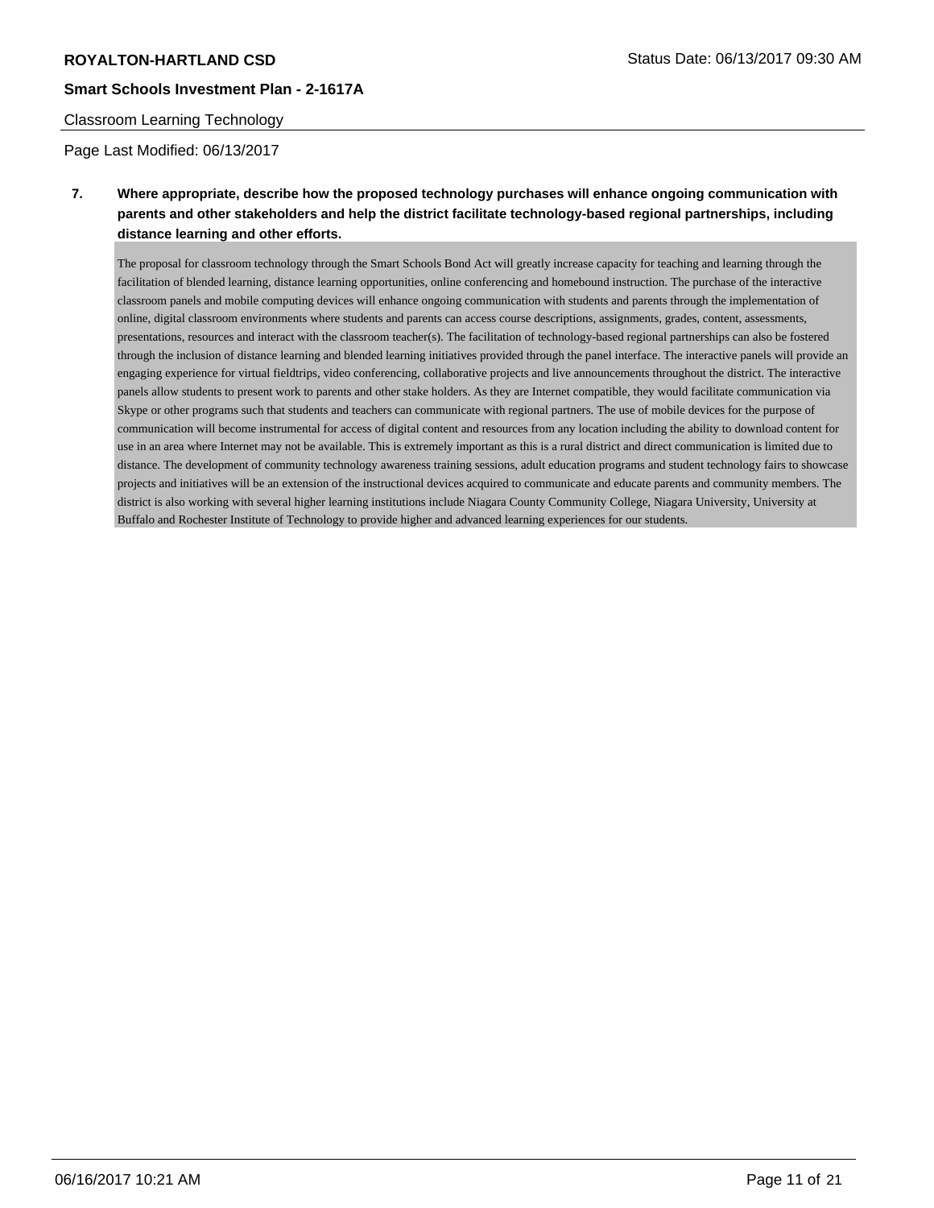**7. Where appropriate, describe how the proposed technology purchases will enhance ongoing communication with parents and other stakeholders and help the district facilitate technology-based regional partnerships, including distance learning and other efforts.**

The proposal for classroom technology through the Smart Schools Bond Act will greatly increase capacity for teaching and learning through the facilitation of blended learning, distance learning opportunities, online conferencing and homebound instruction. The purchase of the interactive classroom panels and mobile computing devices will enhance ongoing communication with students and parents through the implementation of online, digital classroom environments where students and parents can access course descriptions, assignments, grades, content, assessments, presentations, resources and interact with the classroom teacher(s). The facilitation of technology-based regional partnerships can also be fostered through the inclusion of distance learning and blended learning initiatives provided through the panel interface. The interactive panels will provide an engaging experience for virtual fieldtrips, video conferencing, collaborative projects and live announcements throughout the district. The interactive panels allow students to present work to parents and other stake holders. As they are Internet compatible, they would facilitate communication via Skype or other programs such that students and teachers can communicate with regional partners. The use of mobile devices for the purpose of communication will become instrumental for access of digital content and resources from any location including the ability to download content for use in an area where Internet may not be available. This is extremely important as this is a rural district and direct communication is limited due to distance. The development of community technology awareness training sessions, adult education programs and student technology fairs to showcase projects and initiatives will be an extension of the instructional devices acquired to communicate and educate parents and community members. The district is also working with several higher learning institutions include Niagara County Community College, Niagara University, University at Buffalo and Rochester Institute of Technology to provide higher and advanced learning experiences for our students.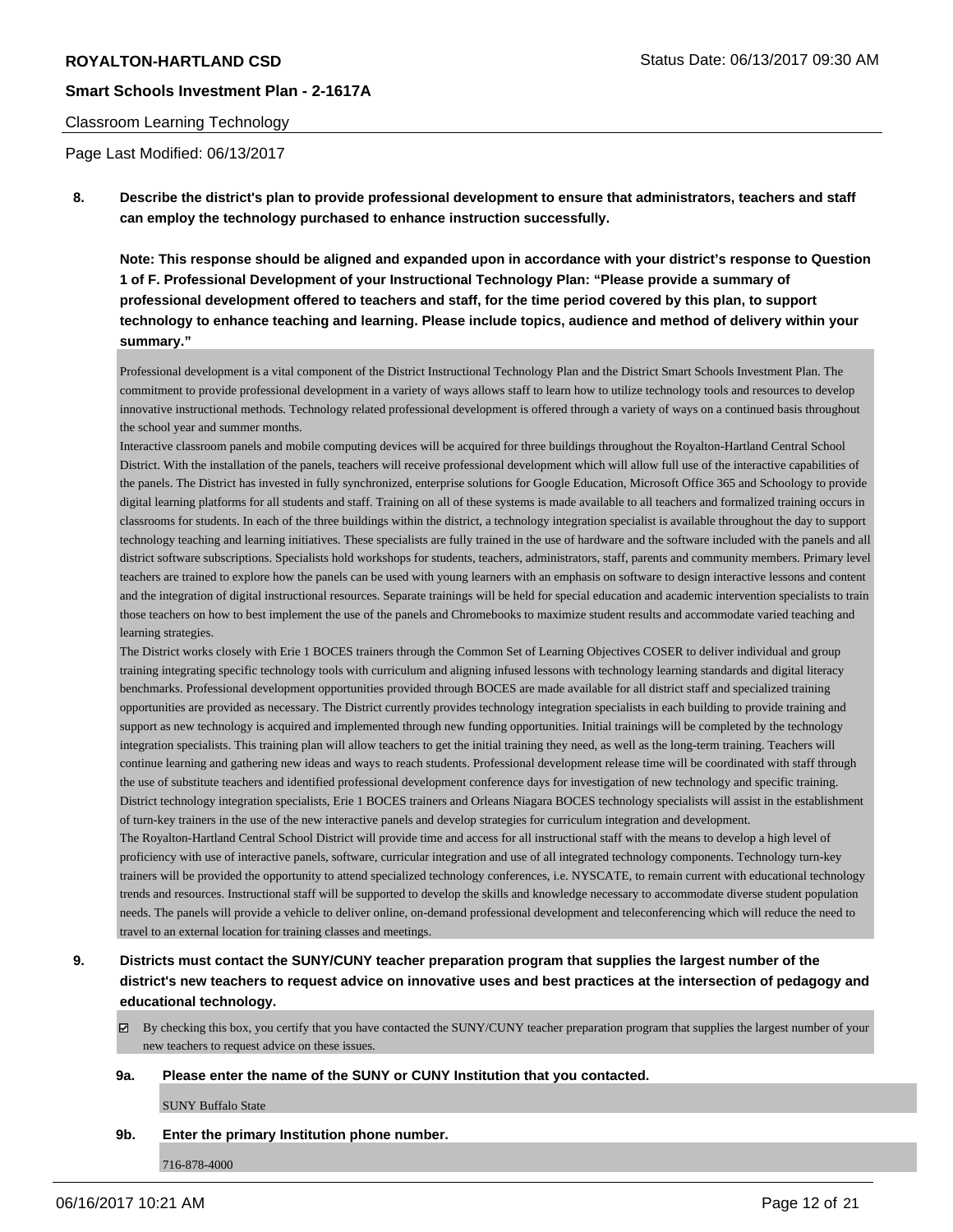Classroom Learning Technology

Page Last Modified: 06/13/2017

**8. Describe the district's plan to provide professional development to ensure that administrators, teachers and staff can employ the technology purchased to enhance instruction successfully.**

**Note: This response should be aligned and expanded upon in accordance with your district's response to Question 1 of F. Professional Development of your Instructional Technology Plan: "Please provide a summary of professional development offered to teachers and staff, for the time period covered by this plan, to support technology to enhance teaching and learning. Please include topics, audience and method of delivery within your summary."**

Professional development is a vital component of the District Instructional Technology Plan and the District Smart Schools Investment Plan. The commitment to provide professional development in a variety of ways allows staff to learn how to utilize technology tools and resources to develop innovative instructional methods. Technology related professional development is offered through a variety of ways on a continued basis throughout the school year and summer months.

Interactive classroom panels and mobile computing devices will be acquired for three buildings throughout the Royalton-Hartland Central School District. With the installation of the panels, teachers will receive professional development which will allow full use of the interactive capabilities of the panels. The District has invested in fully synchronized, enterprise solutions for Google Education, Microsoft Office 365 and Schoology to provide digital learning platforms for all students and staff. Training on all of these systems is made available to all teachers and formalized training occurs in classrooms for students. In each of the three buildings within the district, a technology integration specialist is available throughout the day to support technology teaching and learning initiatives. These specialists are fully trained in the use of hardware and the software included with the panels and all district software subscriptions. Specialists hold workshops for students, teachers, administrators, staff, parents and community members. Primary level teachers are trained to explore how the panels can be used with young learners with an emphasis on software to design interactive lessons and content and the integration of digital instructional resources. Separate trainings will be held for special education and academic intervention specialists to train those teachers on how to best implement the use of the panels and Chromebooks to maximize student results and accommodate varied teaching and learning strategies.

The District works closely with Erie 1 BOCES trainers through the Common Set of Learning Objectives COSER to deliver individual and group training integrating specific technology tools with curriculum and aligning infused lessons with technology learning standards and digital literacy benchmarks. Professional development opportunities provided through BOCES are made available for all district staff and specialized training opportunities are provided as necessary. The District currently provides technology integration specialists in each building to provide training and support as new technology is acquired and implemented through new funding opportunities. Initial trainings will be completed by the technology integration specialists. This training plan will allow teachers to get the initial training they need, as well as the long-term training. Teachers will continue learning and gathering new ideas and ways to reach students. Professional development release time will be coordinated with staff through the use of substitute teachers and identified professional development conference days for investigation of new technology and specific training. District technology integration specialists, Erie 1 BOCES trainers and Orleans Niagara BOCES technology specialists will assist in the establishment of turn-key trainers in the use of the new interactive panels and develop strategies for curriculum integration and development.

The Royalton-Hartland Central School District will provide time and access for all instructional staff with the means to develop a high level of proficiency with use of interactive panels, software, curricular integration and use of all integrated technology components. Technology turn-key trainers will be provided the opportunity to attend specialized technology conferences, i.e. NYSCATE, to remain current with educational technology trends and resources. Instructional staff will be supported to develop the skills and knowledge necessary to accommodate diverse student population needs. The panels will provide a vehicle to deliver online, on-demand professional development and teleconferencing which will reduce the need to travel to an external location for training classes and meetings.

**9. Districts must contact the SUNY/CUNY teacher preparation program that supplies the largest number of the district's new teachers to request advice on innovative uses and best practices at the intersection of pedagogy and educational technology.**

☑ By checking this box, you certify that you have contacted the SUNY/CUNY teacher preparation program that supplies the largest number of your new teachers to request advice on these issues.

**9a. Please enter the name of the SUNY or CUNY Institution that you contacted.**

SUNY Buffalo State

**9b. Enter the primary Institution phone number.**

716-878-4000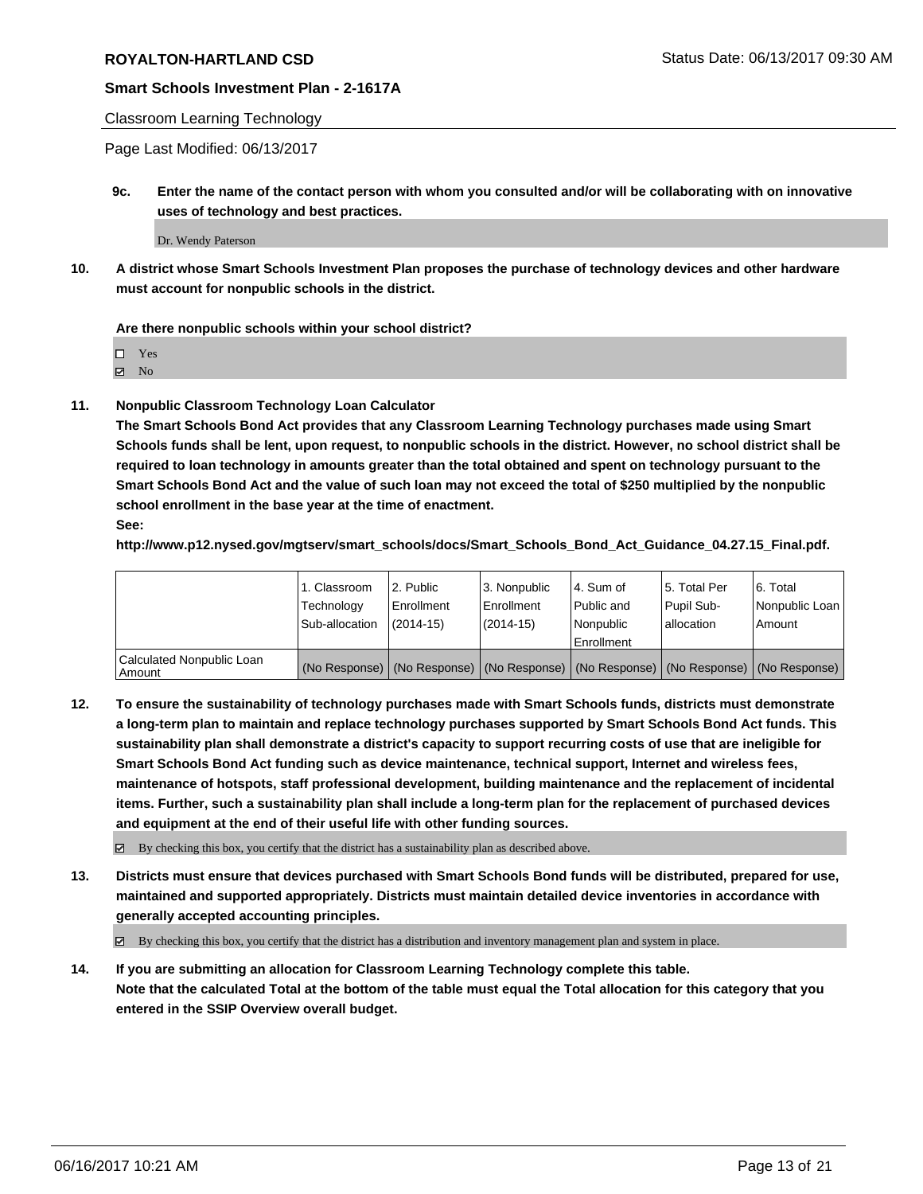Classroom Learning Technology

Page Last Modified: 06/13/2017

**9c. Enter the name of the contact person with whom you consulted and/or will be collaborating with on innovative uses of technology and best practices.**

Dr. Wendy Paterson

**10. A district whose Smart Schools Investment Plan proposes the purchase of technology devices and other hardware must account for nonpublic schools in the district.**

**Are there nonpublic schools within your school district?**

☐ Yes
☑ No

**11. Nonpublic Classroom Technology Loan Calculator**
**The Smart Schools Bond Act provides that any Classroom Learning Technology purchases made using Smart Schools funds shall be lent, upon request, to nonpublic schools in the district. However, no school district shall be required to loan technology in amounts greater than the total obtained and spent on technology pursuant to the Smart Schools Bond Act and the value of such loan may not exceed the total of $250 multiplied by the nonpublic school enrollment in the base year at the time of enactment.**
**See:**
**http://www.p12.nysed.gov/mgtserv/smart_schools/docs/Smart_Schools_Bond_Act_Guidance_04.27.15_Final.pdf.**

| | 1. Classroom Technology Sub-allocation | 2. Public Enrollment (2014-15) | 3. Nonpublic Enrollment (2014-15) | 4. Sum of Public and Nonpublic Enrollment | 5. Total Per Pupil Sub-allocation | 6. Total Nonpublic Loan Amount |
|---|---|---|---|---|---|---|
| Calculated Nonpublic Loan Amount | (No Response) | (No Response) | (No Response) | (No Response) | (No Response) | (No Response) |

**12. To ensure the sustainability of technology purchases made with Smart Schools funds, districts must demonstrate a long-term plan to maintain and replace technology purchases supported by Smart Schools Bond Act funds. This sustainability plan shall demonstrate a district's capacity to support recurring costs of use that are ineligible for Smart Schools Bond Act funding such as device maintenance, technical support, Internet and wireless fees, maintenance of hotspots, staff professional development, building maintenance and the replacement of incidental items. Further, such a sustainability plan shall include a long-term plan for the replacement of purchased devices and equipment at the end of their useful life with other funding sources.**

☑ By checking this box, you certify that the district has a sustainability plan as described above.

**13. Districts must ensure that devices purchased with Smart Schools Bond funds will be distributed, prepared for use, maintained and supported appropriately. Districts must maintain detailed device inventories in accordance with generally accepted accounting principles.**

☑ By checking this box, you certify that the district has a distribution and inventory management plan and system in place.

**14. If you are submitting an allocation for Classroom Learning Technology complete this table.**
**Note that the calculated Total at the bottom of the table must equal the Total allocation for this category that you entered in the SSIP Overview overall budget.**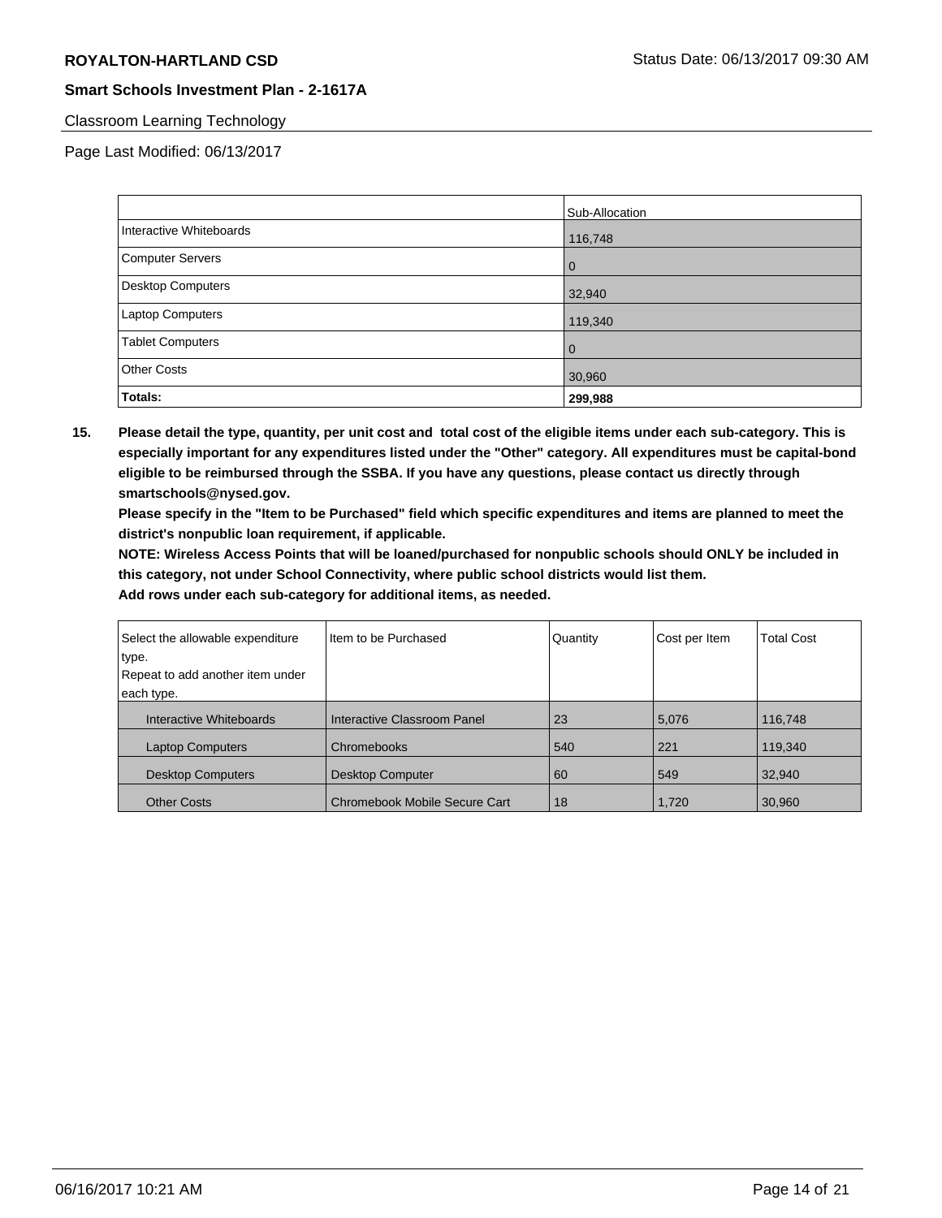Classroom Learning Technology

Page Last Modified: 06/13/2017

| | Sub-Allocation |
|---|---|
| Interactive Whiteboards | 116,748 |
| Computer Servers | 0 |
| Desktop Computers | 32,940 |
| Laptop Computers | 119,340 |
| Tablet Computers | 0 |
| Other Costs | 30,960 |
| **Totals:** | **299,988** |

**15. Please detail the type, quantity, per unit cost and total cost of the eligible items under each sub-category. This is especially important for any expenditures listed under the "Other" category. All expenditures must be capital-bond eligible to be reimbursed through the SSBA. If you have any questions, please contact us directly through smartschools@nysed.gov.**

**Please specify in the "Item to be Purchased" field which specific expenditures and items are planned to meet the district's nonpublic loan requirement, if applicable.**

**NOTE: Wireless Access Points that will be loaned/purchased for nonpublic schools should ONLY be included in this category, not under School Connectivity, where public school districts would list them.**

**Add rows under each sub-category for additional items, as needed.**

| Select the allowable expenditure type. Repeat to add another item under each type. | Item to be Purchased | Quantity | Cost per Item | Total Cost |
|---|---|---|---|---|
| Interactive Whiteboards | Interactive Classroom Panel | 23 | 5,076 | 116,748 |
| Laptop Computers | Chromebooks | 540 | 221 | 119,340 |
| Desktop Computers | Desktop Computer | 60 | 549 | 32,940 |
| Other Costs | Chromebook Mobile Secure Cart | 18 | 1,720 | 30,960 |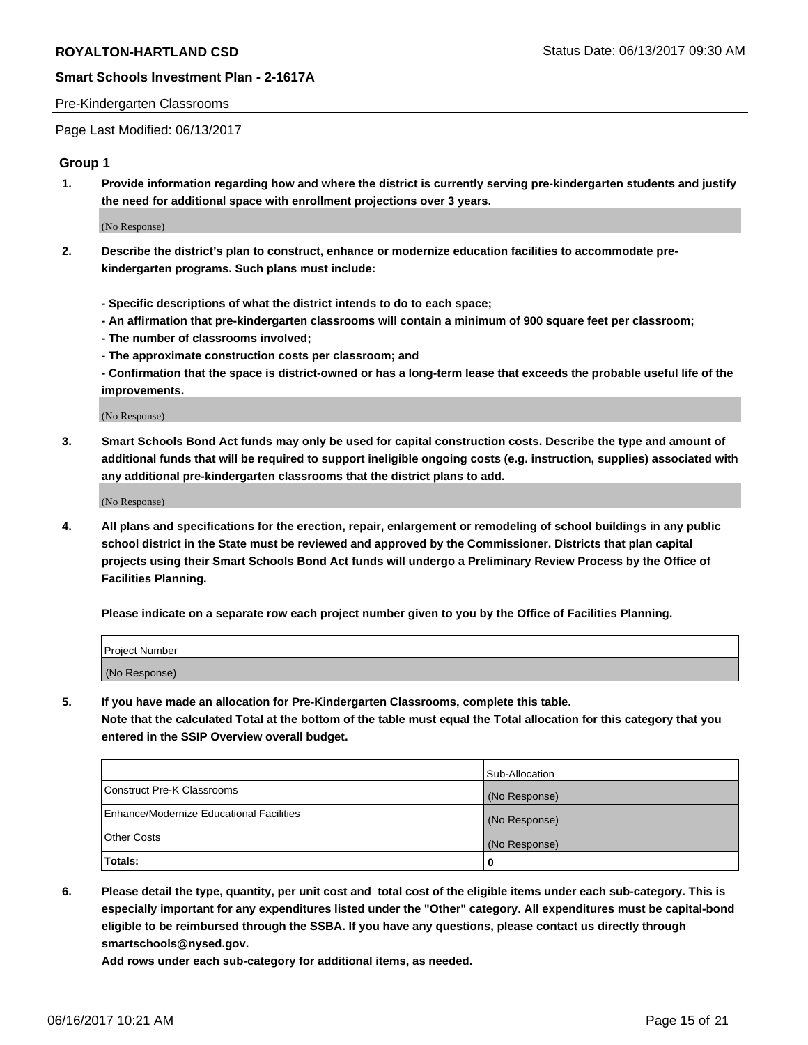**ROYALTON-HARTLAND CSD** Status Date: 06/13/2017 09:30 AM

**Smart Schools Investment Plan - 2-1617A**

Pre-Kindergarten Classrooms

Page Last Modified: 06/13/2017

### Group 1

1. **Provide information regarding how and where the district is currently serving pre-kindergarten students and justify the need for additional space with enrollment projections over 3 years.**

   (No Response)

2. **Describe the district's plan to construct, enhance or modernize education facilities to accommodate pre-kindergarten programs. Such plans must include:**

   **- Specific descriptions of what the district intends to do to each space;**
   **- An affirmation that pre-kindergarten classrooms will contain a minimum of 900 square feet per classroom;**
   **- The number of classrooms involved;**
   **- The approximate construction costs per classroom; and**
   **- Confirmation that the space is district-owned or has a long-term lease that exceeds the probable useful life of the improvements.**

   (No Response)

3. **Smart Schools Bond Act funds may only be used for capital construction costs. Describe the type and amount of additional funds that will be required to support ineligible ongoing costs (e.g. instruction, supplies) associated with any additional pre-kindergarten classrooms that the district plans to add.**

   (No Response)

4. **All plans and specifications for the erection, repair, enlargement or remodeling of school buildings in any public school district in the State must be reviewed and approved by the Commissioner. Districts that plan capital projects using their Smart Schools Bond Act funds will undergo a Preliminary Review Process by the Office of Facilities Planning.**

   **Please indicate on a separate row each project number given to you by the Office of Facilities Planning.**

| Project Number |
| --- |
| (No Response) |

5. **If you have made an allocation for Pre-Kindergarten Classrooms, complete this table.**
   **Note that the calculated Total at the bottom of the table must equal the Total allocation for this category that you entered in the SSIP Overview overall budget.**

| | Sub-Allocation |
| --- | --- |
| Construct Pre-K Classrooms | (No Response) |
| Enhance/Modernize Educational Facilities | (No Response) |
| Other Costs | (No Response) |
| **Totals:** | **0** |

6. **Please detail the type, quantity, per unit cost and total cost of the eligible items under each sub-category. This is especially important for any expenditures listed under the "Other" category. All expenditures must be capital-bond eligible to be reimbursed through the SSBA. If you have any questions, please contact us directly through smartschools@nysed.gov.**
   **Add rows under each sub-category for additional items, as needed.**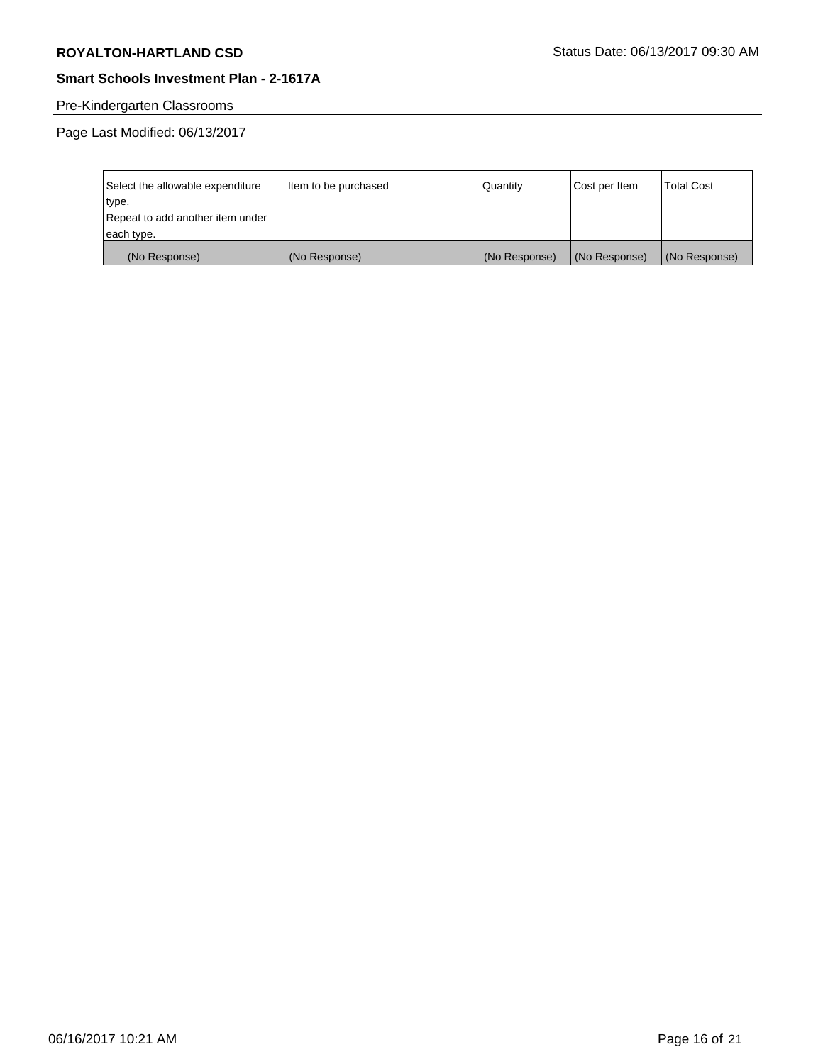Pre-Kindergarten Classrooms

Page Last Modified: 06/13/2017

| Select the allowable expenditure type. Repeat to add another item under each type. | Item to be purchased | Quantity | Cost per Item | Total Cost |
|---|---|---|---|---|
| (No Response) | (No Response) | (No Response) | (No Response) | (No Response) |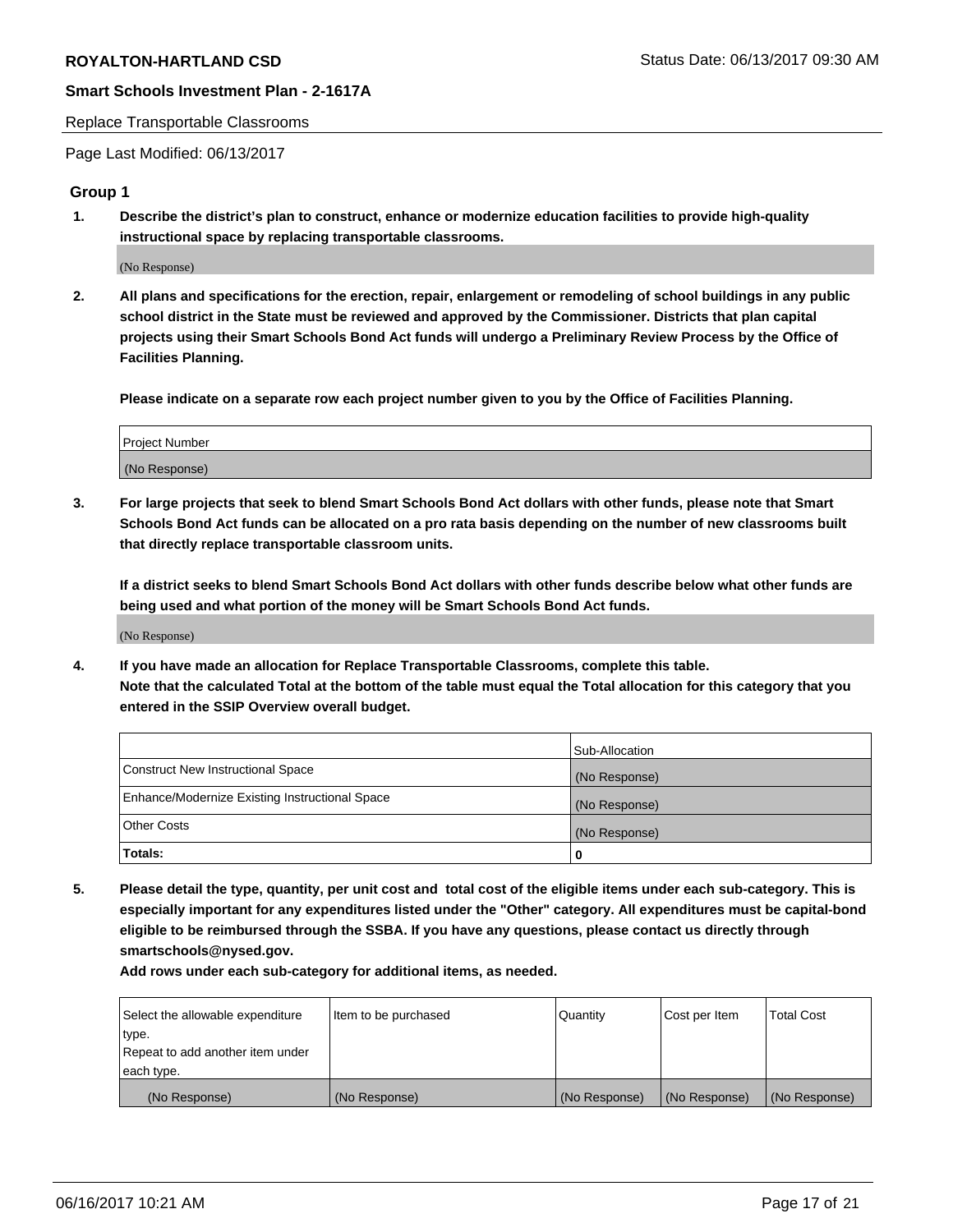Replace Transportable Classrooms

Page Last Modified: 06/13/2017

## Group 1

**1. Describe the district's plan to construct, enhance or modernize education facilities to provide high-quality instructional space by replacing transportable classrooms.**

(No Response)

**2. All plans and specifications for the erection, repair, enlargement or remodeling of school buildings in any public school district in the State must be reviewed and approved by the Commissioner. Districts that plan capital projects using their Smart Schools Bond Act funds will undergo a Preliminary Review Process by the Office of Facilities Planning.**

**Please indicate on a separate row each project number given to you by the Office of Facilities Planning.**

| Project Number |
|---|
| (No Response) |

**3. For large projects that seek to blend Smart Schools Bond Act dollars with other funds, please note that Smart Schools Bond Act funds can be allocated on a pro rata basis depending on the number of new classrooms built that directly replace transportable classroom units.**

**If a district seeks to blend Smart Schools Bond Act dollars with other funds describe below what other funds are being used and what portion of the money will be Smart Schools Bond Act funds.**

(No Response)

**4. If you have made an allocation for Replace Transportable Classrooms, complete this table. Note that the calculated Total at the bottom of the table must equal the Total allocation for this category that you entered in the SSIP Overview overall budget.**

| | Sub-Allocation |
|---|---|
| Construct New Instructional Space | (No Response) |
| Enhance/Modernize Existing Instructional Space | (No Response) |
| Other Costs | (No Response) |
| **Totals:** | **0** |

**5. Please detail the type, quantity, per unit cost and total cost of the eligible items under each sub-category. This is especially important for any expenditures listed under the "Other" category. All expenditures must be capital-bond eligible to be reimbursed through the SSBA. If you have any questions, please contact us directly through smartschools@nysed.gov.**

**Add rows under each sub-category for additional items, as needed.**

| Select the allowable expenditure type. Repeat to add another item under each type. | Item to be purchased | Quantity | Cost per Item | Total Cost |
|---|---|---|---|---|
| (No Response) | (No Response) | (No Response) | (No Response) | (No Response) |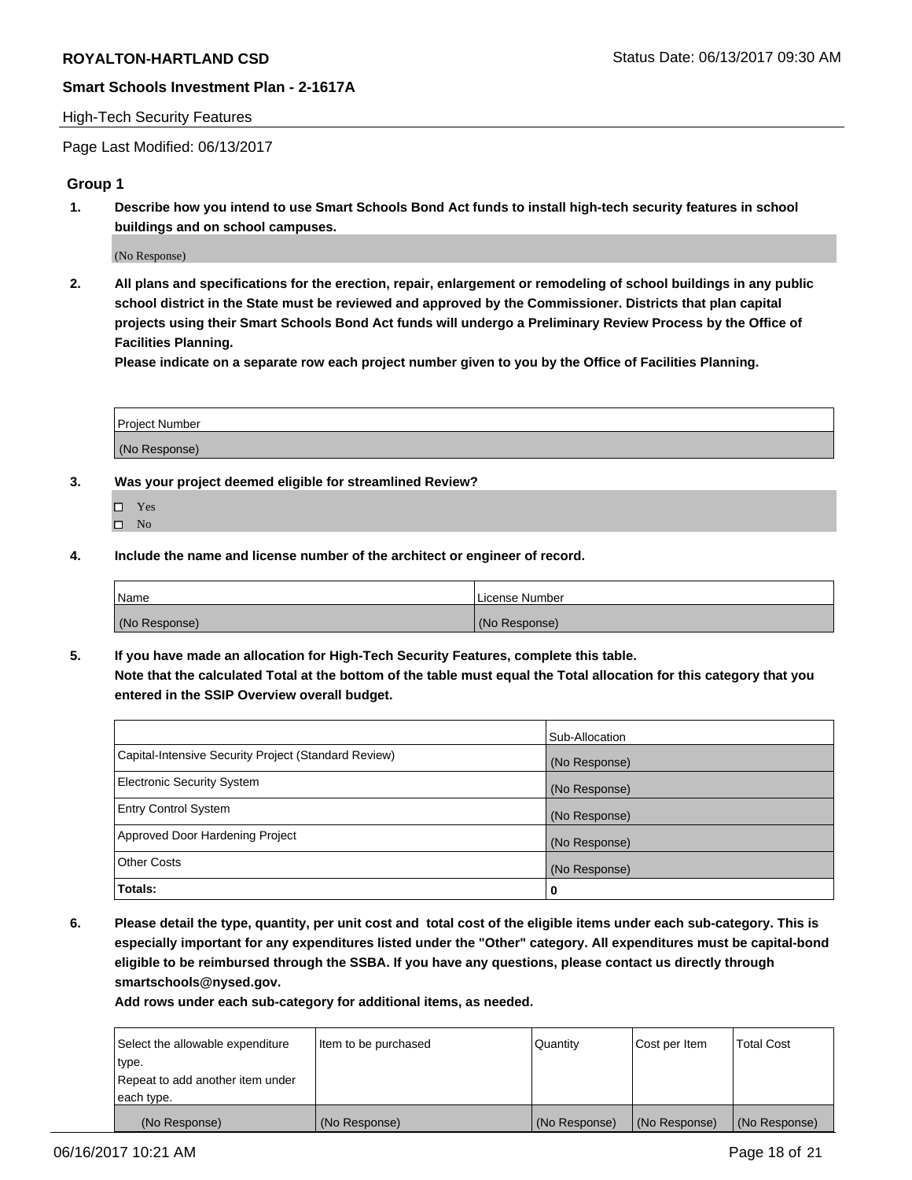High-Tech Security Features

Page Last Modified: 06/13/2017

## Group 1

**1. Describe how you intend to use Smart Schools Bond Act funds to install high-tech security features in school buildings and on school campuses.**

(No Response)

**2. All plans and specifications for the erection, repair, enlargement or remodeling of school buildings in any public school district in the State must be reviewed and approved by the Commissioner. Districts that plan capital projects using their Smart Schools Bond Act funds will undergo a Preliminary Review Process by the Office of Facilities Planning.**

**Please indicate on a separate row each project number given to you by the Office of Facilities Planning.**

| Project Number |
| --- |
| (No Response) |

**3. Was your project deemed eligible for streamlined Review?**

- ☐ Yes
- ☐ No

**4. Include the name and license number of the architect or engineer of record.**

| Name | License Number |
| --- | --- |
| (No Response) | (No Response) |

**5. If you have made an allocation for High-Tech Security Features, complete this table.**
**Note that the calculated Total at the bottom of the table must equal the Total allocation for this category that you entered in the SSIP Overview overall budget.**

| | Sub-Allocation |
| --- | --- |
| Capital-Intensive Security Project (Standard Review) | (No Response) |
| Electronic Security System | (No Response) |
| Entry Control System | (No Response) |
| Approved Door Hardening Project | (No Response) |
| Other Costs | (No Response) |
| **Totals:** | **0** |

**6. Please detail the type, quantity, per unit cost and total cost of the eligible items under each sub-category. This is especially important for any expenditures listed under the "Other" category. All expenditures must be capital-bond eligible to be reimbursed through the SSBA. If you have any questions, please contact us directly through smartschools@nysed.gov.**

**Add rows under each sub-category for additional items, as needed.**

| Select the allowable expenditure type. Repeat to add another item under each type. | Item to be purchased | Quantity | Cost per Item | Total Cost |
| --- | --- | --- | --- | --- |
| (No Response) | (No Response) | (No Response) | (No Response) | (No Response) |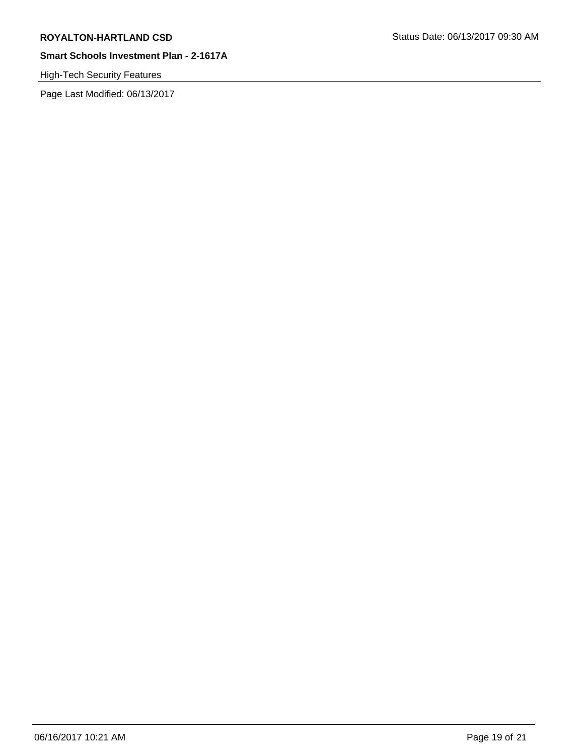High-Tech Security Features

Page Last Modified: 06/13/2017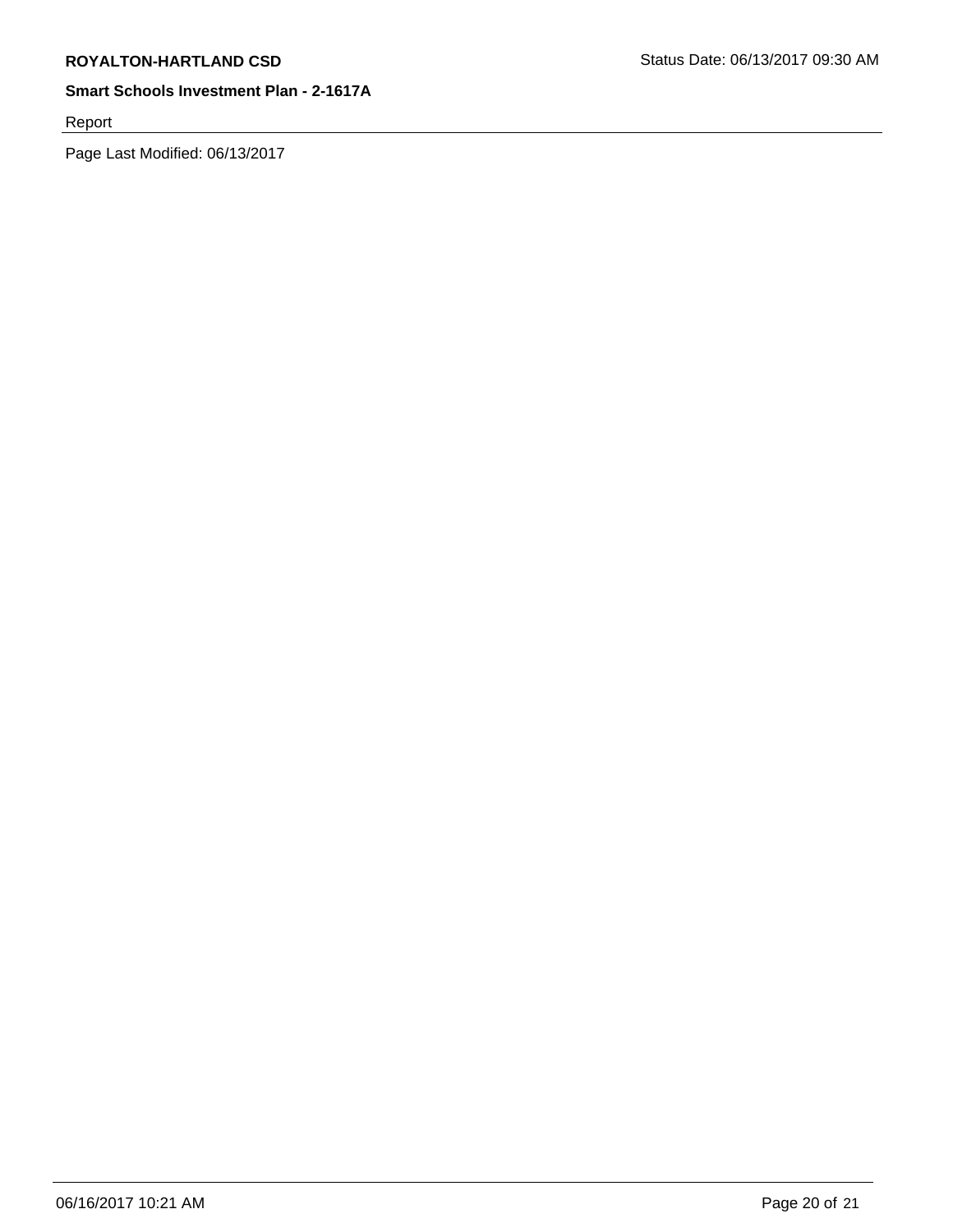Report

Page Last Modified: 06/13/2017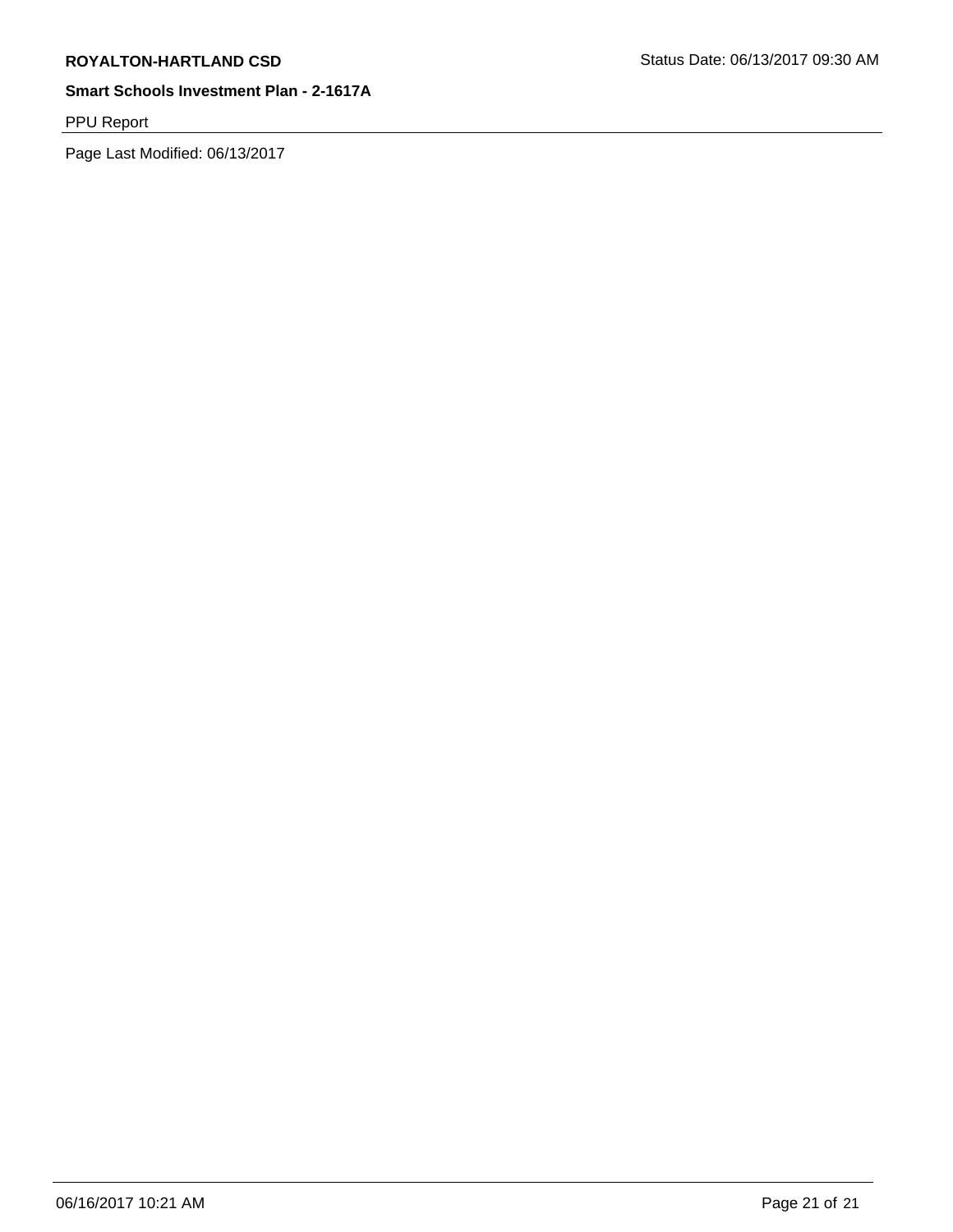## PPU Report

Page Last Modified: 06/13/2017